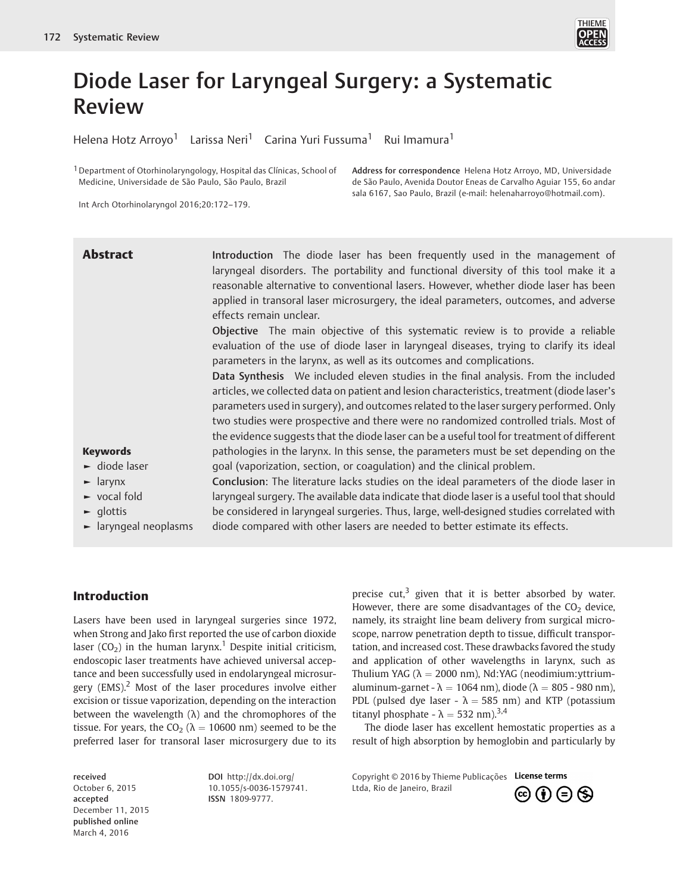# Diode Laser for Laryngeal Surgery: a Systematic Review

Helena Hotz Arroyo[1] Larissa Neri[1] Carina Yuri Fussuma[1] Rui Imamura[1]

[1] Department of Otorhinolaryngology, Hospital das Clínicas, School of Medicine, Universidade de São Paulo, São Paulo, Brazil

Address for correspondence Helena Hotz Arroyo, MD, Universidade de São Paulo, Avenida Doutor Eneas de Carvalho Aguiar 155, 6o andar sala 6167, Sao Paulo, Brazil (e-mail: helenaharroyo@hotmail.com).

Int Arch Otorhinolaryngol 2016;20:172–179.

## Abstract

**Introduction** The diode laser has been frequently used in the management of laryngeal disorders. The portability and functional diversity of this tool make it a reasonable alternative to conventional lasers. However, whether diode laser has been applied in transoral laser microsurgery, the ideal parameters, outcomes, and adverse effects remain unclear.

**Objective** The main objective of this systematic review is to provide a reliable evaluation of the use of diode laser in laryngeal diseases, trying to clarify its ideal parameters in the larynx, as well as its outcomes and complications.

**Data Synthesis** We included eleven studies in the final analysis. From the included articles, we collected data on patient and lesion characteristics, treatment (diode laser's parameters used in surgery), and outcomes related to the laser surgery performed. Only two studies were prospective and there were no randomized controlled trials. Most of the evidence suggests that the diode laser can be a useful tool for treatment of different pathologies in the larynx. In this sense, the parameters must be set depending on the goal (vaporization, section, or coagulation) and the clinical problem.

**Conclusion**: The literature lacks studies on the ideal parameters of the diode laser in laryngeal surgery. The available data indicate that diode laser is a useful tool that should be considered in laryngeal surgeries. Thus, large, well-designed studies correlated with diode compared with other lasers are needed to better estimate its effects.

**Keywords**

- diode laser
- larynx
- vocal fold
- glottis
- laryngeal neoplasms

## Introduction

Lasers have been used in laryngeal surgeries since 1972, when Strong and Jako first reported the use of carbon dioxide laser ($CO_2$) in the human larynx.[1] Despite initial criticism, endoscopic laser treatments have achieved universal acceptance and been successfully used in endolaryngeal microsurgery (EMS).[2] Most of the laser procedures involve either excision or tissue vaporization, depending on the interaction between the wavelength (λ) and the chromophores of the tissue. For years, the $CO_2$ ($\lambda = 10600$ nm) seemed to be the preferred laser for transoral laser microsurgery due to its precise cut,[3] given that it is better absorbed by water. However, there are some disadvantages of the $CO_2$ device, namely, its straight line beam delivery from surgical microscope, narrow penetration depth to tissue, difficult transportation, and increased cost. These drawbacks favored the study and application of other wavelengths in larynx, such as Thulium YAG ($\lambda = 2000$ nm), Nd:YAG (neodimium:yttrium-aluminum-garnet - $\lambda = 1064$ nm), diode ($\lambda = 805$ - $980$ nm), PDL (pulsed dye laser - $\lambda = 585$ nm) and KTP (potassium titanyl phosphate - $\lambda = 532$ nm).[3,4]

The diode laser has excellent hemostatic properties as a result of high absorption by hemoglobin and particularly by

received October 6, 2015
accepted December 11, 2015
published online March 4, 2016

DOI http://dx.doi.org/10.1055/s-0036-1579741.
ISSN 1809-9777.

Copyright © 2016 by Thieme Publicações Ltda, Rio de Janeiro, Brazil

License terms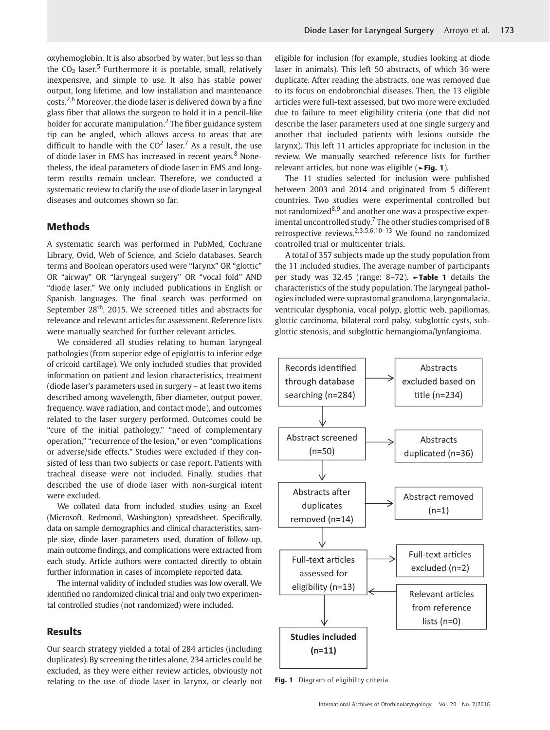oxyhemoglobin. It is also absorbed by water, but less so than the $CO_2$ laser.[5] Furthermore it is portable, small, relatively inexpensive, and simple to use. It also has stable power output, long lifetime, and low installation and maintenance costs.[2,6] Moreover, the diode laser is delivered down by a fine glass fiber that allows the surgeon to hold it in a pencil-like holder for accurate manipulation.[2] The fiber guidance system tip can be angled, which allows access to areas that are difficult to handle with the $CO^2$ laser.[7] As a result, the use of diode laser in EMS has increased in recent years.[8] Nonetheless, the ideal parameters of diode laser in EMS and long-term results remain unclear. Therefore, we conducted a systematic review to clarify the use of diode laser in laryngeal diseases and outcomes shown so far.

## Methods

A systematic search was performed in PubMed, Cochrane Library, Ovid, Web of Science, and Scielo databases. Search terms and Boolean operators used were "larynx" OR "glottic" OR "airway" OR "laryngeal surgery" OR "vocal fold" AND "diode laser." We only included publications in English or Spanish languages. The final search was performed on September 28th, 2015. We screened titles and abstracts for relevance and relevant articles for assessment. Reference lists were manually searched for further relevant articles.

We considered all studies relating to human laryngeal pathologies (from superior edge of epiglottis to inferior edge of cricoid cartilage). We only included studies that provided information on patient and lesion characteristics, treatment (diode laser's parameters used in surgery – at least two items described among wavelength, fiber diameter, output power, frequency, wave radiation, and contact mode), and outcomes related to the laser surgery performed. Outcomes could be "cure of the initial pathology," "need of complementary operation," "recurrence of the lesion," or even "complications or adverse/side effects." Studies were excluded if they consisted of less than two subjects or case report. Patients with tracheal disease were not included. Finally, studies that described the use of diode laser with non-surgical intent were excluded.

We collated data from included studies using an Excel (Microsoft, Redmond, Washington) spreadsheet. Specifically, data on sample demographics and clinical characteristics, sample size, diode laser parameters used, duration of follow-up, main outcome findings, and complications were extracted from each study. Article authors were contacted directly to obtain further information in cases of incomplete reported data.

The internal validity of included studies was low overall. We identified no randomized clinical trial and only two experimental controlled studies (not randomized) were included.

## Results

Our search strategy yielded a total of 284 articles (including duplicates). By screening the titles alone, 234 articles could be excluded, as they were either review articles, obviously not relating to the use of diode laser in larynx, or clearly not eligible for inclusion (for example, studies looking at diode laser in animals). This left 50 abstracts, of which 36 were duplicate. After reading the abstracts, one was removed due to its focus on endobronchial diseases. Then, the 13 eligible articles were full-text assessed, but two more were excluded due to failure to meet eligibility criteria (one that did not describe the laser parameters used at one single surgery and another that included patients with lesions outside the larynx). This left 11 articles appropriate for inclusion in the review. We manually searched reference lists for further relevant articles, but none was eligible (►Fig. 1).

The 11 studies selected for inclusion were published between 2003 and 2014 and originated from 5 different countries. Two studies were experimental controlled but not randomized[8,9] and another one was a prospective experimental uncontrolled study.[7] The other studies comprised of 8 retrospective reviews.[2,3,5,6,10–13] We found no randomized controlled trial or multicenter trials.

A total of 357 subjects made up the study population from the 11 included studies. The average number of participants per study was 32.45 (range: 8–72). ►Table 1 details the characteristics of the study population. The laryngeal pathologies included were suprastomal granuloma, laryngomalacia, ventricular dysphonia, vocal polyp, glottic web, papillomas, glottic carcinoma, bilateral cord palsy, subglottic cysts, subglottic stenosis, and subglottic hemangioma/lynfangioma.

Records identified through database searching (n=284)

Abstracts excluded based on title (n=234)

Abstract screened (n=50)

Abstracts duplicated (n=36)

Abstracts after duplicates removed (n=14)

Abstract removed (n=1)

Full-text articles assessed for eligibility (n=13)

Full-text articles excluded (n=2)

Relevant articles from reference lists (n=0)

**Studies included (n=11)**

**Fig. 1** Diagram of eligibility criteria.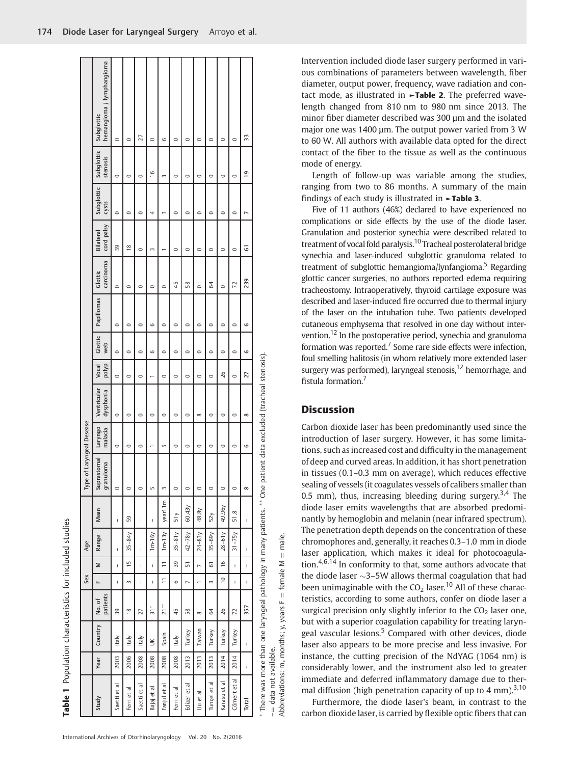**Table 1** Population characteristics for included studies

| Study | Year | Country | No. of patients | Sex | | Age | | Type of Laryngeal Desease | | | | | | | | | | | |
|---|---|---|---|---|---|---|---|---|---|---|---|---|---|---|---|---|---|---|---|
| | | | | F | M | Range | Mean | Suprastomal granuloma | Laryngo malacia | Ventricular dysphonia | Vocal polyp | Glottic web | Papillomas | Glottic carcinoma | Bilateral cord palsy | Subglottic cysts | Subglottic stenosis | Subglottic hemangioma / lymphangioma |
| Saetti et al | 2003 | Italy | 39 | – | – | – | – | 0 | 0 | 0 | 0 | 0 | 0 | 0 | 39 | 0 | 0 | 0 |
| Ferri et al | 2006 | Italy | 18 | 3 | 15 | 35–84y | 59 | 0 | 0 | 0 | 0 | 0 | 0 | 0 | 18 | 0 | 0 | 0 |
| Saetti et al | 2008 | Italy | 27 | – | – | – | – | 0 | 0 | 0 | 0 | 0 | 0 | 0 | 0 | 0 | 0 | 27 |
| Bajaj et al | 2008 | UK | 31* | – | – | 1m-16y | – | 5 | 1 | 0 | 1 | 6 | 6 | 0 | 3 | 4 | 16 | 0 |
| Fanjul et al | 2008 | Spain | 21** | 11 | 11 | 1m-13y | year1 1m | 3 | 5 | 0 | 0 | 0 | 0 | 0 | 1 | 3 | 3 | 6 |
| Ferri et al | 2008 | Italy | 45 | 6 | 39 | 35–81y | 51y | 0 | 0 | 0 | 0 | 0 | 0 | 45 | 0 | 0 | 0 | 0 |
| Edizer et al | 2013 | Turkey | 58 | 7 | 51 | 42–78y | 60.43y | 0 | 0 | 0 | 0 | 0 | 0 | 58 | 0 | 0 | 0 | 0 |
| Liu et al | 2013 | Taiwan | 8 | 1 | 7 | 24–83y | 48.8y | 0 | 0 | 8 | 0 | 0 | 0 | 0 | 0 | 0 | 0 | 0 |
| Tunçel et al | 2013 | Turkey | 64 | 3 | 61 | 35–69y | 52y | 0 | 0 | 0 | 0 | 0 | 0 | 64 | 0 | 0 | 0 | 0 |
| Karasu et al | 2014 | Turkey | 26 | 10 | 16 | 28–61y | 49.96y | 0 | 0 | 0 | 26 | 0 | 0 | 0 | 0 | 0 | 0 | 0 |
| Cömert et al | 2014 | Turkey | 72 | – | – | 31–75y | 51.8 | 0 | 0 | 0 | 0 | 0 | 0 | 72 | 0 | 0 | 0 | 0 |
| Total | – | – | 357 | – | – | – | – | 8 | 6 | 8 | 27 | 6 | 6 | 239 | 61 | 7 | 19 | 33 |

* There was more than one laryngeal pathology in many patients. ** One patient data excluded (tracheal stenosis).
–= data not available.
Abbreviations: m, months; y, years F = female M = male.

Intervention included diode laser surgery performed in various combinations of parameters between wavelength, fiber diameter, output power, frequency, wave radiation and contact mode, as illustrated in ►**Table 2**. The preferred wavelength changed from 810 nm to 980 nm since 2013. The minor fiber diameter described was 300 µm and the isolated major one was 1400 µm. The output power varied from 3 W to 60 W. All authors with available data opted for the direct contact of the fiber to the tissue as well as the continuous mode of energy.

Length of follow-up was variable among the studies, ranging from two to 86 months. A summary of the main findings of each study is illustrated in ►**Table 3**.

Five of 11 authors (46%) declared to have experienced no complications or side effects by the use of the diode laser. Granulation and posterior synechia were described related to treatment of vocal fold paralysis.[10] Tracheal posterolateral bridge synechia and laser-induced subglottic granuloma related to treatment of subglottic hemangioma/lynfangioma.[5] Regarding glottic cancer surgeries, no authors reported edema requiring tracheostomy. Intraoperatively, thyroid cartilage exposure was described and laser-induced fire occurred due to thermal injury of the laser on the intubation tube. Two patients developed cutaneous emphysema that resolved in one day without intervention.[12] In the postoperative period, synechia and granuloma formation was reported.[7] Some rare side effects were infection, foul smelling halitosis (in whom relatively more extended laser surgery was performed), laryngeal stenosis,[12] hemorrhage, and fistula formation.[7]

## Discussion

Carbon dioxide laser has been predominantly used since the introduction of laser surgery. However, it has some limitations, such as increased cost and difficulty in the management of deep and curved areas. In addition, it has short penetration in tissues (0.1–0.3 mm on average), which reduces effective sealing of vessels (it coagulates vessels of calibers smaller than 0.5 mm), thus, increasing bleeding during surgery.[3,4] The diode laser emits wavelengths that are absorbed predominantly by hemoglobin and melanin (near infrared spectrum). The penetration depth depends on the concentration of these chromophores and, generally, it reaches 0.3–1.0 mm in diode laser application, which makes it ideal for photocoagulation.[4,6,14] In conformity to that, some authors advocate that the diode laser ~3–5W allows thermal coagulation that had been unimaginable with the $CO_2$ laser.[10] All of these characteristics, according to some authors, confer on diode laser a surgical precision only slightly inferior to the $CO_2$ laser one, but with a superior coagulation capability for treating laryngeal vascular lesions.[5] Compared with other devices, diode laser also appears to be more precise and less invasive. For instance, the cutting precision of the NdYAG (1064 nm) is considerably lower, and the instrument also led to greater immediate and deferred inflammatory damage due to thermal diffusion (high penetration capacity of up to 4 mm).[3,10]

Furthermore, the diode laser's beam, in contrast to the carbon dioxide laser, is carried by flexible optic fibers that can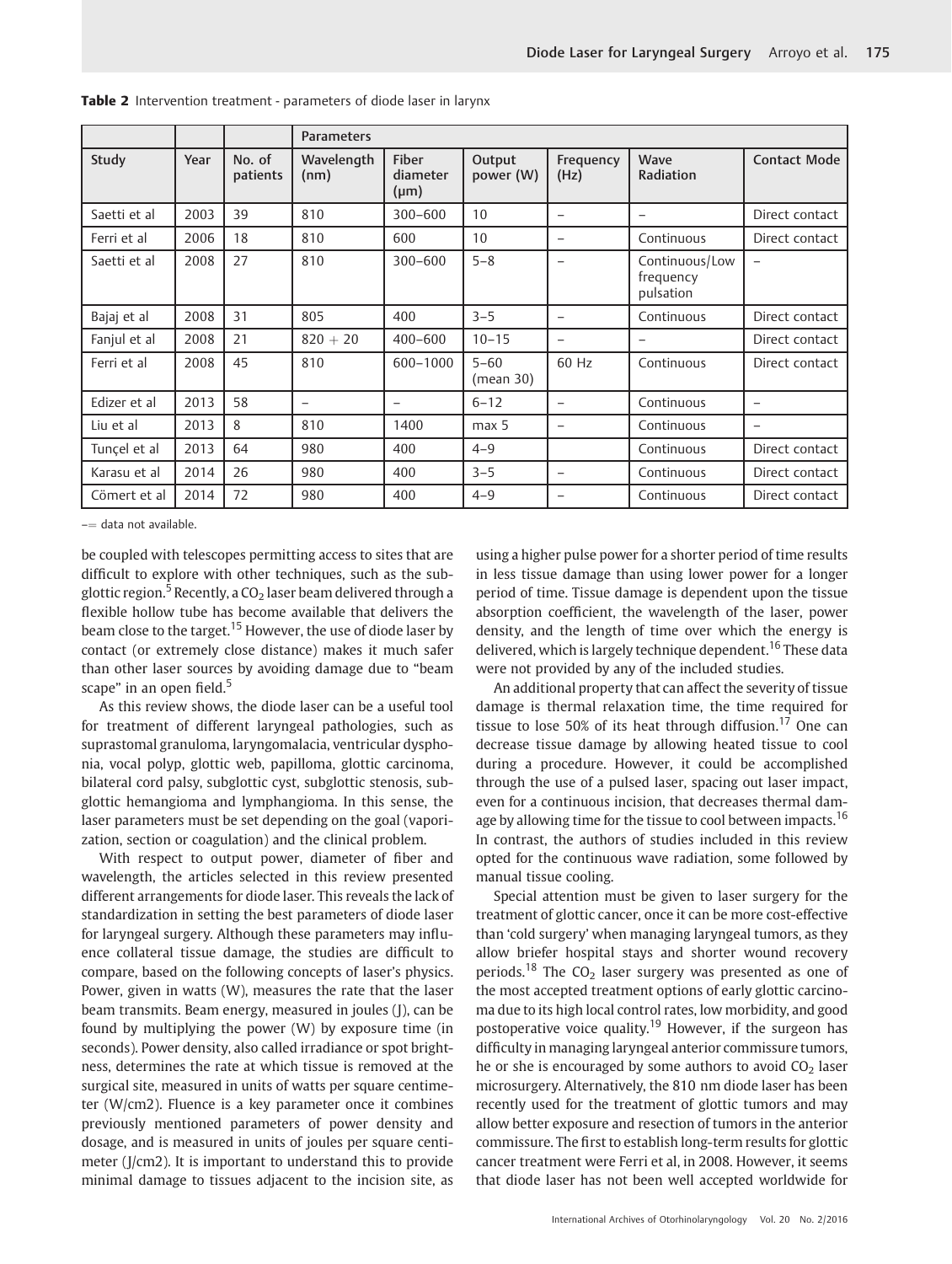**Table 2** Intervention treatment - parameters of diode laser in larynx

| | | | Parameters | | | | | |
|---|---|---|---|---|---|---|---|---|
| Study | Year | No. of patients | Wavelength (nm) | Fiber diameter (μm) | Output power (W) | Frequency (Hz) | Wave Radiation | Contact Mode |
| Saetti et al | 2003 | 39 | 810 | 300–600 | 10 | – | – | Direct contact |
| Ferri et al | 2006 | 18 | 810 | 600 | 10 | – | Continuous | Direct contact |
| Saetti et al | 2008 | 27 | 810 | 300–600 | 5–8 | – | Continuous/Low frequency pulsation | – |
| Bajaj et al | 2008 | 31 | 805 | 400 | 3–5 | – | Continuous | Direct contact |
| Fanjul et al | 2008 | 21 | 820 + 20 | 400–600 | 10–15 | – | – | Direct contact |
| Ferri et al | 2008 | 45 | 810 | 600–1000 | 5–60 (mean 30) | 60 Hz | Continuous | Direct contact |
| Edizer et al | 2013 | 58 | – | – | 6–12 | – | Continuous | – |
| Liu et al | 2013 | 8 | 810 | 1400 | max 5 | – | Continuous | – |
| Tunçel et al | 2013 | 64 | 980 | 400 | 4–9 | | Continuous | Direct contact |
| Karasu et al | 2014 | 26 | 980 | 400 | 3–5 | – | Continuous | Direct contact |
| Cömert et al | 2014 | 72 | 980 | 400 | 4–9 | – | Continuous | Direct contact |

–= data not available.

be coupled with telescopes permitting access to sites that are difficult to explore with other techniques, such as the subglottic region.[5] Recently, a $CO_2$ laser beam delivered through a flexible hollow tube has become available that delivers the beam close to the target.[15] However, the use of diode laser by contact (or extremely close distance) makes it much safer than other laser sources by avoiding damage due to "beam scape" in an open field.[5]

As this review shows, the diode laser can be a useful tool for treatment of different laryngeal pathologies, such as suprastomal granuloma, laryngomalacia, ventricular dysphonia, vocal polyp, glottic web, papilloma, glottic carcinoma, bilateral cord palsy, subglottic cyst, subglottic stenosis, subglottic hemangioma and lymphangioma. In this sense, the laser parameters must be set depending on the goal (vaporization, section or coagulation) and the clinical problem.

With respect to output power, diameter of fiber and wavelength, the articles selected in this review presented different arrangements for diode laser. This reveals the lack of standardization in setting the best parameters of diode laser for laryngeal surgery. Although these parameters may influence collateral tissue damage, the studies are difficult to compare, based on the following concepts of laser's physics. Power, given in watts (W), measures the rate that the laser beam transmits. Beam energy, measured in joules (J), can be found by multiplying the power (W) by exposure time (in seconds). Power density, also called irradiance or spot brightness, determines the rate at which tissue is removed at the surgical site, measured in units of watts per square centimeter (W/cm2). Fluence is a key parameter once it combines previously mentioned parameters of power density and dosage, and is measured in units of joules per square centimeter (J/cm2). It is important to understand this to provide minimal damage to tissues adjacent to the incision site, as using a higher pulse power for a shorter period of time results in less tissue damage than using lower power for a longer period of time. Tissue damage is dependent upon the tissue absorption coefficient, the wavelength of the laser, power density, and the length of time over which the energy is delivered, which is largely technique dependent.[16] These data were not provided by any of the included studies.

An additional property that can affect the severity of tissue damage is thermal relaxation time, the time required for tissue to lose 50% of its heat through diffusion.[17] One can decrease tissue damage by allowing heated tissue to cool during a procedure. However, it could be accomplished through the use of a pulsed laser, spacing out laser impact, even for a continuous incision, that decreases thermal damage by allowing time for the tissue to cool between impacts.[16] In contrast, the authors of studies included in this review opted for the continuous wave radiation, some followed by manual tissue cooling.

Special attention must be given to laser surgery for the treatment of glottic cancer, once it can be more cost-effective than 'cold surgery' when managing laryngeal tumors, as they allow briefer hospital stays and shorter wound recovery periods.[18] The $CO_2$ laser surgery was presented as one of the most accepted treatment options of early glottic carcinoma due to its high local control rates, low morbidity, and good postoperative voice quality.[19] However, if the surgeon has difficulty in managing laryngeal anterior commissure tumors, he or she is encouraged by some authors to avoid $CO_2$ laser microsurgery. Alternatively, the 810 nm diode laser has been recently used for the treatment of glottic tumors and may allow better exposure and resection of tumors in the anterior commissure. The first to establish long-term results for glottic cancer treatment were Ferri et al, in 2008. However, it seems that diode laser has not been well accepted worldwide for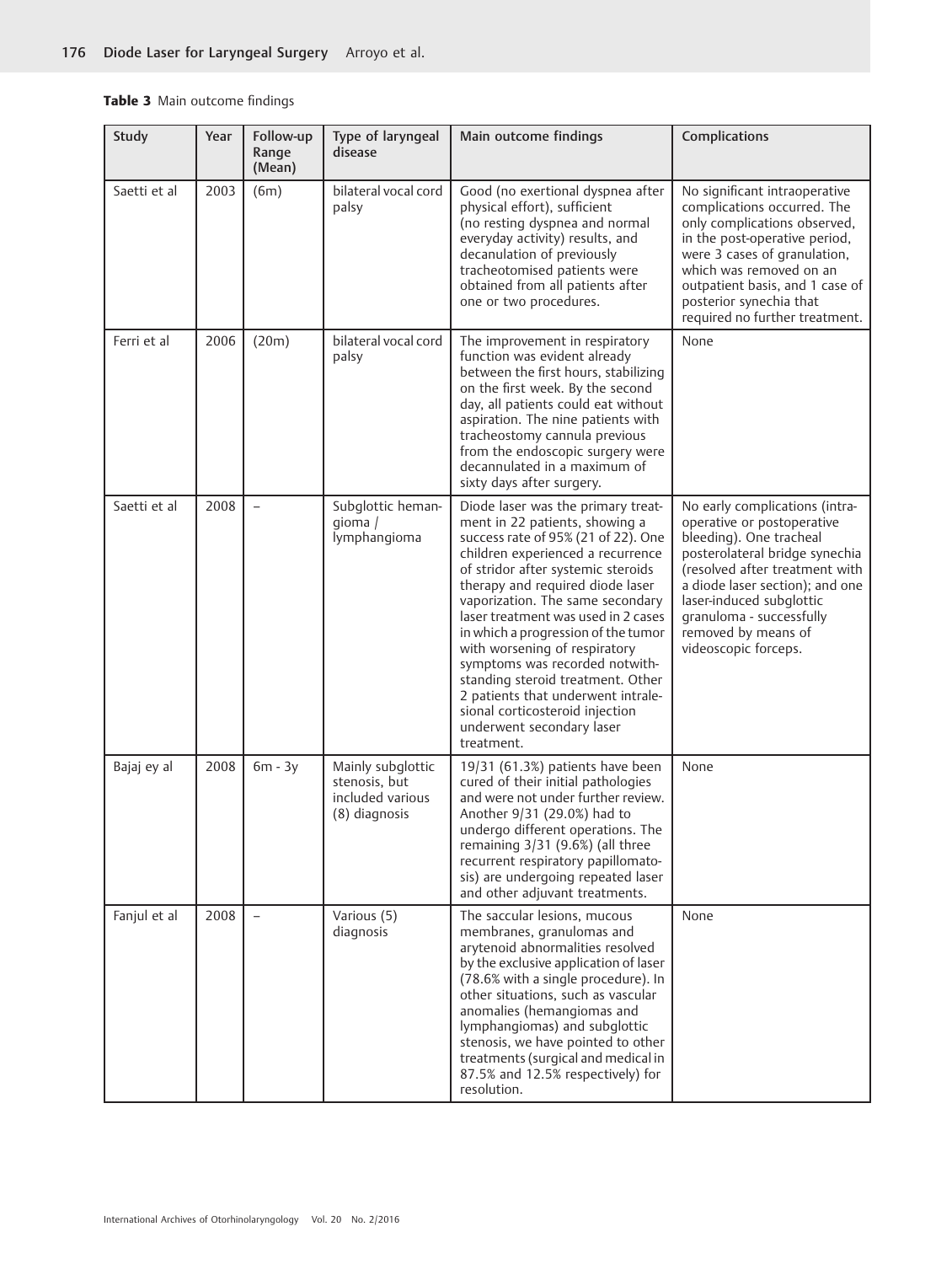**Table 3** Main outcome findings

| Study | Year | Follow-up Range (Mean) | Type of laryngeal disease | Main outcome findings | Complications |
|---|---|---|---|---|---|
| Saetti et al | 2003 | (6m) | bilateral vocal cord palsy | Good (no exertional dyspnea after physical effort), sufficient (no resting dyspnea and normal everyday activity) results, and decanulation of previously tracheotomised patients were obtained from all patients after one or two procedures. | No significant intraoperative complications occurred. The only complications observed, in the post-operative period, were 3 cases of granulation, which was removed on an outpatient basis, and 1 case of posterior synechia that required no further treatment. |
| Ferri et al | 2006 | (20m) | bilateral vocal cord palsy | The improvement in respiratory function was evident already between the first hours, stabilizing on the first week. By the second day, all patients could eat without aspiration. The nine patients with tracheostomy cannula previous from the endoscopic surgery were decannulated in a maximum of sixty days after surgery. | None |
| Saetti et al | 2008 | – | Subglottic hemangioma / lymphangioma | Diode laser was the primary treatment in 22 patients, showing a success rate of 95% (21 of 22). One children experienced a recurrence of stridor after systemic steroids therapy and required diode laser vaporization. The same secondary laser treatment was used in 2 cases in which a progression of the tumor with worsening of respiratory symptoms was recorded notwithstanding steroid treatment. Other 2 patients that underwent intralesional corticosteroid injection underwent secondary laser treatment. | No early complications (intraoperative or postoperative bleeding). One tracheal posterolateral bridge synechia (resolved after treatment with a diode laser section); and one laser-induced subglottic granuloma - successfully removed by means of videoscopic forceps. |
| Bajaj ey al | 2008 | 6m - 3y | Mainly subglottic stenosis, but included various (8) diagnosis | 19/31 (61.3%) patients have been cured of their initial pathologies and were not under further review. Another 9/31 (29.0%) had to undergo different operations. The remaining 3/31 (9.6%) (all three recurrent respiratory papillomatosis) are undergoing repeated laser and other adjuvant treatments. | None |
| Fanjul et al | 2008 | – | Various (5) diagnosis | The saccular lesions, mucous membranes, granulomas and arytenoid abnormalities resolved by the exclusive application of laser (78.6% with a single procedure). In other situations, such as vascular anomalies (hemangiomas and lymphangiomas) and subglottic stenosis, we have pointed to other treatments (surgical and medical in 87.5% and 12.5% respectively) for resolution. | None |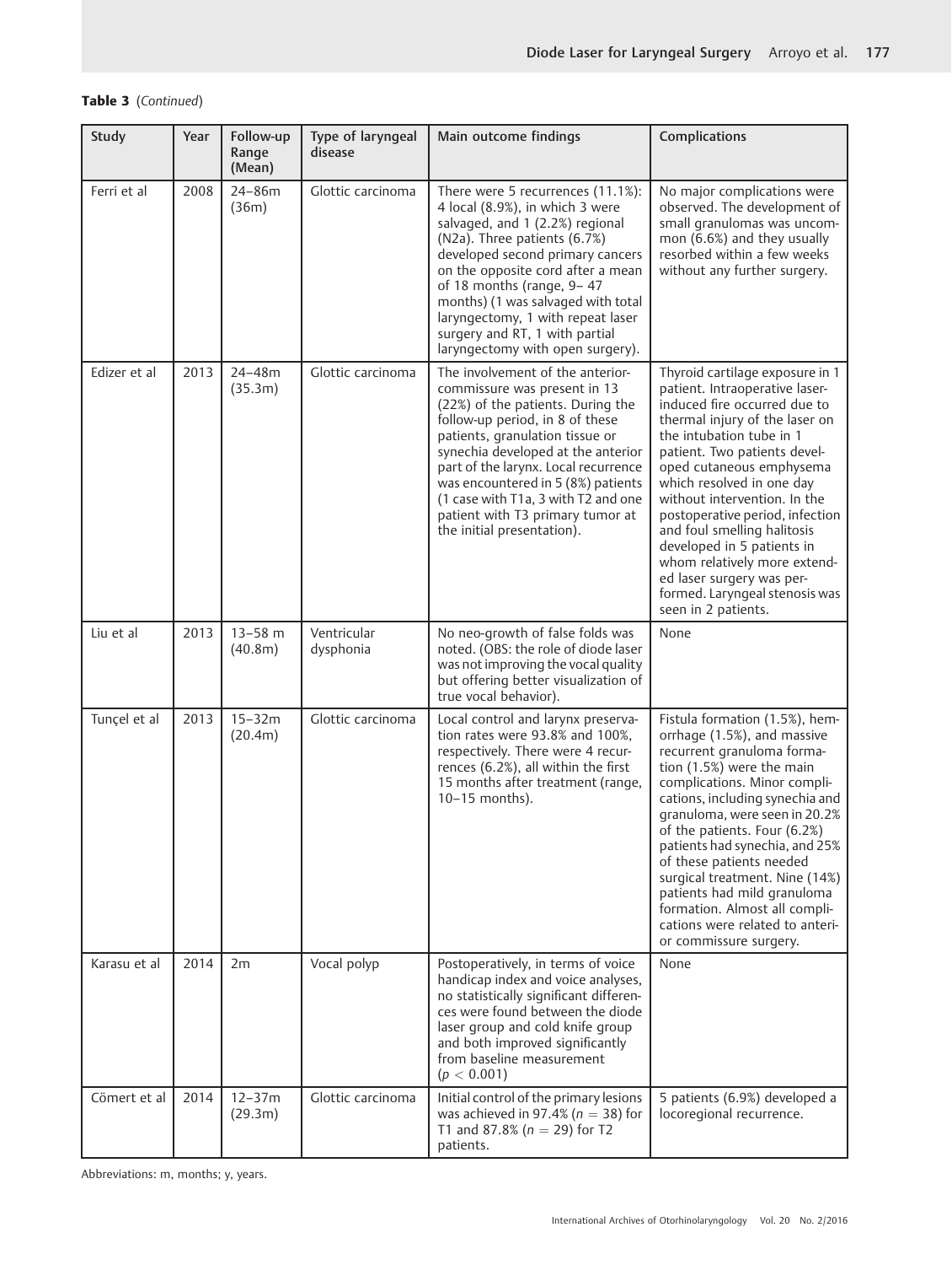**Table 3** (*Continued*)

| Study | Year | Follow-up Range (Mean) | Type of laryngeal disease | Main outcome findings | Complications |
|---|---|---|---|---|---|
| Ferri et al | 2008 | 24–86m (36m) | Glottic carcinoma | There were 5 recurrences (11.1%): 4 local (8.9%), in which 3 were salvaged, and 1 (2.2%) regional (N2a). Three patients (6.7%) developed second primary cancers on the opposite cord after a mean of 18 months (range, 9– 47 months) (1 was salvaged with total laryngectomy, 1 with repeat laser surgery and RT, 1 with partial laryngectomy with open surgery). | No major complications were observed. The development of small granulomas was uncommon (6.6%) and they usually resorbed within a few weeks without any further surgery. |
| Edizer et al | 2013 | 24–48m (35.3m) | Glottic carcinoma | The involvement of the anterior-commissure was present in 13 (22%) of the patients. During the follow-up period, in 8 of these patients, granulation tissue or synechia developed at the anterior part of the larynx. Local recurrence was encountered in 5 (8%) patients (1 case with T1a, 3 with T2 and one patient with T3 primary tumor at the initial presentation). | Thyroid cartilage exposure in 1 patient. Intraoperative laser-induced fire occurred due to thermal injury of the laser on the intubation tube in 1 patient. Two patients developed cutaneous emphysema which resolved in one day without intervention. In the postoperative period, infection and foul smelling halitosis developed in 5 patients in whom relatively more extended laser surgery was performed. Laryngeal stenosis was seen in 2 patients. |
| Liu et al | 2013 | 13–58 m (40.8m) | Ventricular dysphonia | No neo-growth of false folds was noted. (OBS: the role of diode laser was not improving the vocal quality but offering better visualization of true vocal behavior). | None |
| Tunçel et al | 2013 | 15–32m (20.4m) | Glottic carcinoma | Local control and larynx preservation rates were 93.8% and 100%, respectively. There were 4 recurrences (6.2%), all within the first 15 months after treatment (range, 10–15 months). | Fistula formation (1.5%), hemorrhage (1.5%), and massive recurrent granuloma formation (1.5%) were the main complications. Minor complications, including synechia and granuloma, were seen in 20.2% of the patients. Four (6.2%) patients had synechia, and 25% of these patients needed surgical treatment. Nine (14%) patients had mild granuloma formation. Almost all complications were related to anterior commissure surgery. |
| Karasu et al | 2014 | 2m | Vocal polyp | Postoperatively, in terms of voice handicap index and voice analyses, no statistically significant differences were found between the diode laser group and cold knife group and both improved significantly from baseline measurement ($p < 0.001$) | None |
| Cömert et al | 2014 | 12–37m (29.3m) | Glottic carcinoma | Initial control of the primary lesions was achieved in 97.4% ($n = 38$) for T1 and 87.8% ($n = 29$) for T2 patients. | 5 patients (6.9%) developed a locoregional recurrence. |

Abbreviations: m, months; y, years.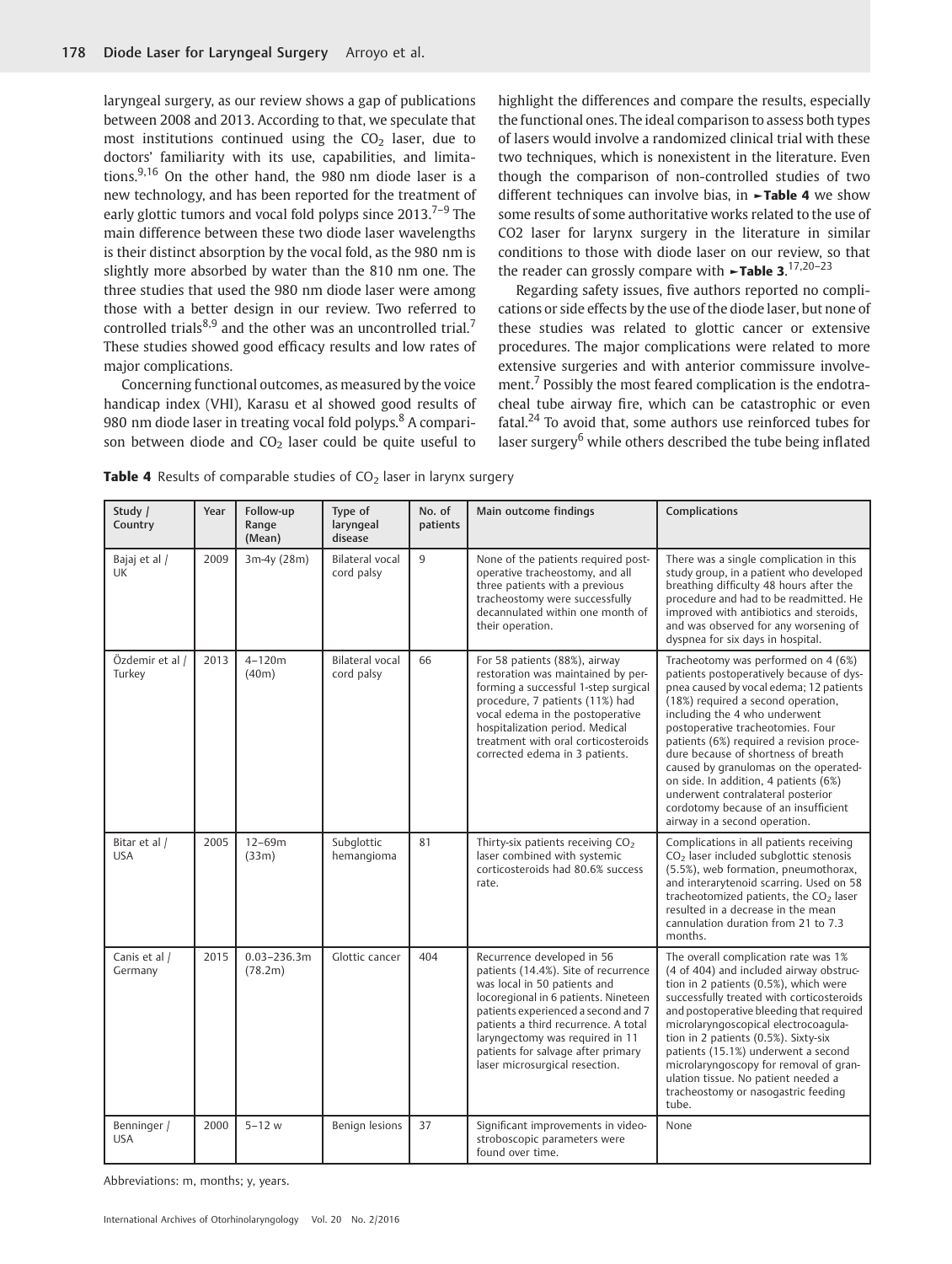laryngeal surgery, as our review shows a gap of publications between 2008 and 2013. According to that, we speculate that most institutions continued using the $CO_2$ laser, due to doctors' familiarity with its use, capabilities, and limitations.[9,16] On the other hand, the 980 nm diode laser is a new technology, and has been reported for the treatment of early glottic tumors and vocal fold polyps since 2013.[7–9] The main difference between these two diode laser wavelengths is their distinct absorption by the vocal fold, as the 980 nm is slightly more absorbed by water than the 810 nm one. The three studies that used the 980 nm diode laser were among those with a better design in our review. Two referred to controlled trials[8,9] and the other was an uncontrolled trial.[7] These studies showed good efficacy results and low rates of major complications.

Concerning functional outcomes, as measured by the voice handicap index (VHI), Karasu et al showed good results of 980 nm diode laser in treating vocal fold polyps.[8] A comparison between diode and $CO_2$ laser could be quite useful to highlight the differences and compare the results, especially the functional ones. The ideal comparison to assess both types of lasers would involve a randomized clinical trial with these two techniques, which is nonexistent in the literature. Even though the comparison of non-controlled studies of two different techniques can involve bias, in ►**Table 4** we show some results of some authoritative works related to the use of CO2 laser for larynx surgery in the literature in similar conditions to those with diode laser on our review, so that the reader can grossly compare with ►**Table 3**.[17,20–23]

Regarding safety issues, five authors reported no complications or side effects by the use of the diode laser, but none of these studies was related to glottic cancer or extensive procedures. The major complications were related to more extensive surgeries and with anterior commissure involvement.[7] Possibly the most feared complication is the endotracheal tube airway fire, which can be catastrophic or even fatal.[24] To avoid that, some authors use reinforced tubes for laser surgery[6] while others described the tube being inflated

**Table 4** Results of comparable studies of $CO_2$ laser in larynx surgery

| Study / Country | Year | Follow-up Range (Mean) | Type of laryngeal disease | No. of patients | Main outcome findings | Complications |
|---|---|---|---|---|---|---|
| Bajaj et al / UK | 2009 | 3m-4y (28m) | Bilateral vocal cord palsy | 9 | None of the patients required postoperative tracheostomy, and all three patients with a previous tracheostomy were successfully decannulated within one month of their operation. | There was a single complication in this study group, in a patient who developed breathing difficulty 48 hours after the procedure and had to be readmitted. He improved with antibiotics and steroids, and was observed for any worsening of dyspnea for six days in hospital. |
| Özdemir et al / Turkey | 2013 | 4–120m (40m) | Bilateral vocal cord palsy | 66 | For 58 patients (88%), airway restoration was maintained by performing a successful 1-step surgical procedure, 7 patients (11%) had vocal edema in the postoperative hospitalization period. Medical treatment with oral corticosteroids corrected edema in 3 patients. | Tracheotomy was performed on 4 (6%) patients postoperatively because of dyspnea caused by vocal edema; 12 patients (18%) required a second operation, including the 4 who underwent postoperative tracheotomies. Four patients (6%) required a revision procedure because of shortness of breath caused by granulomas on the operated-on side. In addition, 4 patients (6%) underwent contralateral posterior cordotomy because of an insufficient airway in a second operation. |
| Bitar et al / USA | 2005 | 12–69m (33m) | Subglottic hemangioma | 81 | Thirty-six patients receiving $CO_2$ laser combined with systemic corticosteroids had 80.6% success rate. | Complications in all patients receiving $CO_2$ laser included subglottic stenosis (5.5%), web formation, pneumothorax, and interarytenoid scarring. Used on 58 tracheotomized patients, the $CO_2$ laser resulted in a decrease in the mean cannulation duration from 21 to 7.3 months. |
| Canis et al / Germany | 2015 | 0.03–236.3m (78.2m) | Glottic cancer | 404 | Recurrence developed in 56 patients (14.4%). Site of recurrence was local in 50 patients and locoregional in 6 patients. Nineteen patients experienced a second and 7 patients a third recurrence. A total laryngectomy was required in 11 patients for salvage after primary laser microsurgical resection. | The overall complication rate was 1% (4 of 404) and included airway obstruction in 2 patients (0.5%), which were successfully treated with corticosteroids and postoperative bleeding that required microlaryngoscopical electrocoagulation in 2 patients (0.5%). Sixty-six patients (15.1%) underwent a second microlaryngoscopy for removal of granulation tissue. No patient needed a tracheostomy or nasogastric feeding tube. |
| Benninger / USA | 2000 | 5–12 w | Benign lesions | 37 | Significant improvements in videostroboscopic parameters were found over time. | None |

Abbreviations: m, months; y, years.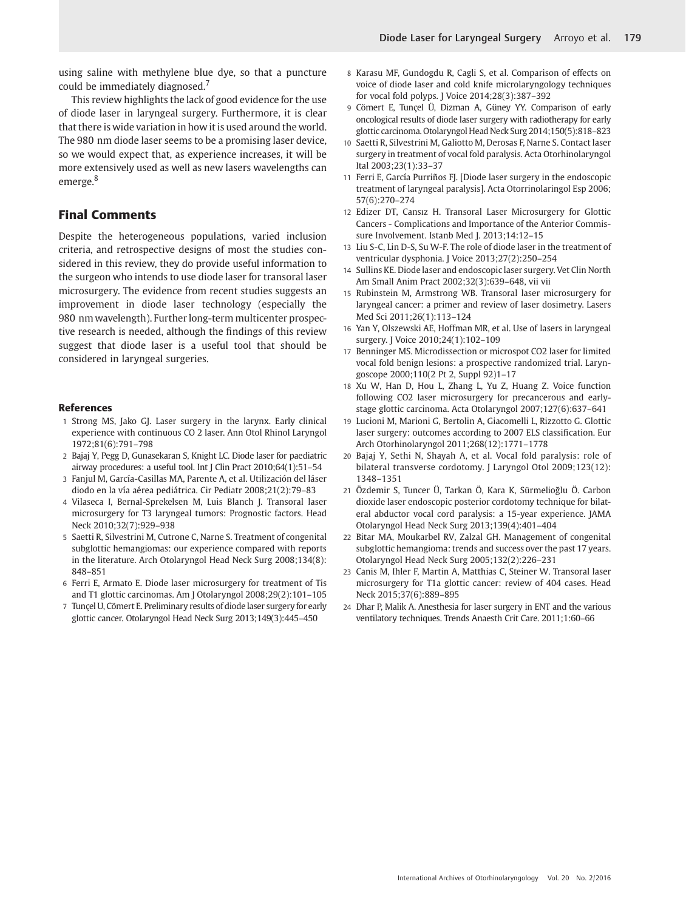using saline with methylene blue dye, so that a puncture could be immediately diagnosed.[7]

This review highlights the lack of good evidence for the use of diode laser in laryngeal surgery. Furthermore, it is clear that there is wide variation in how it is used around the world. The 980 nm diode laser seems to be a promising laser device, so we would expect that, as experience increases, it will be more extensively used as well as new lasers wavelengths can emerge.[8]

## Final Comments

Despite the heterogeneous populations, varied inclusion criteria, and retrospective designs of most the studies considered in this review, they do provide useful information to the surgeon who intends to use diode laser for transoral laser microsurgery. The evidence from recent studies suggests an improvement in diode laser technology (especially the 980 nm wavelength). Further long-term multicenter prospective research is needed, although the findings of this review suggest that diode laser is a useful tool that should be considered in laryngeal surgeries.

### References

1. Strong MS, Jako GJ. Laser surgery in the larynx. Early clinical experience with continuous CO 2 laser. Ann Otol Rhinol Laryngol 1972;81(6):791–798
2. Bajaj Y, Pegg D, Gunasekaran S, Knight LC. Diode laser for paediatric airway procedures: a useful tool. Int J Clin Pract 2010;64(1):51–54
3. Fanjul M, García-Casillas MA, Parente A, et al. Utilización del láser diodo en la vía aérea pediátrica. Cir Pediatr 2008;21(2):79–83
4. Vilaseca I, Bernal-Sprekelsen M, Luis Blanch J. Transoral laser microsurgery for T3 laryngeal tumors: Prognostic factors. Head Neck 2010;32(7):929–938
5. Saetti R, Silvestrini M, Cutrone C, Narne S. Treatment of congenital subglottic hemangiomas: our experience compared with reports in the literature. Arch Otolaryngol Head Neck Surg 2008;134(8): 848–851
6. Ferri E, Armato E. Diode laser microsurgery for treatment of Tis and T1 glottic carcinomas. Am J Otolaryngol 2008;29(2):101–105
7. Tunçel U, Cömert E. Preliminary results of diode laser surgery for early glottic cancer. Otolaryngol Head Neck Surg 2013;149(3):445–450
8. Karasu MF, Gundogdu R, Cagli S, et al. Comparison of effects on voice of diode laser and cold knife microlaryngology techniques for vocal fold polyps. J Voice 2014;28(3):387–392
9. Cömert E, Tunçel Ü, Dizman A, Güney YY. Comparison of early oncological results of diode laser surgery with radiotherapy for early glottic carcinoma. Otolaryngol Head Neck Surg 2014;150(5):818–823
10. Saetti R, Silvestrini M, Galiotto M, Derosas F, Narne S. Contact laser surgery in treatment of vocal fold paralysis. Acta Otorhinolaryngol Ital 2003;23(1):33–37
11. Ferri E, García Purriños FJ. [Diode laser surgery in the endoscopic treatment of laryngeal paralysis]. Acta Otorrinolaringol Esp 2006; 57(6):270–274
12. Edizer DT, Cansız H. Transoral Laser Microsurgery for Glottic Cancers - Complications and Importance of the Anterior Commissure Involvement. Istanb Med J. 2013;14:12–15
13. Liu S-C, Lin D-S, Su W-F. The role of diode laser in the treatment of ventricular dysphonia. J Voice 2013;27(2):250–254
14. Sullins KE. Diode laser and endoscopic laser surgery. Vet Clin North Am Small Anim Pract 2002;32(3):639–648, vii vii
15. Rubinstein M, Armstrong WB. Transoral laser microsurgery for laryngeal cancer: a primer and review of laser dosimetry. Lasers Med Sci 2011;26(1):113–124
16. Yan Y, Olszewski AE, Hoffman MR, et al. Use of lasers in laryngeal surgery. J Voice 2010;24(1):102–109
17. Benninger MS. Microdissection or microspot CO2 laser for limited vocal fold benign lesions: a prospective randomized trial. Laryngoscope 2000;110(2 Pt 2, Suppl 92)1–17
18. Xu W, Han D, Hou L, Zhang L, Yu Z, Huang Z. Voice function following CO2 laser microsurgery for precancerous and early-stage glottic carcinoma. Acta Otolaryngol 2007;127(6):637–641
19. Lucioni M, Marioni G, Bertolin A, Giacomelli L, Rizzotto G. Glottic laser surgery: outcomes according to 2007 ELS classification. Eur Arch Otorhinolaryngol 2011;268(12):1771–1778
20. Bajaj Y, Sethi N, Shayah A, et al. Vocal fold paralysis: role of bilateral transverse cordotomy. J Laryngol Otol 2009;123(12): 1348–1351
21. Özdemir S, Tuncer Ü, Tarkan Ö, Kara K, Sürmelioğlu Ö. Carbon dioxide laser endoscopic posterior cordotomy technique for bilateral abductor vocal cord paralysis: a 15-year experience. JAMA Otolaryngol Head Neck Surg 2013;139(4):401–404
22. Bitar MA, Moukarbel RV, Zalzal GH. Management of congenital subglottic hemangioma: trends and success over the past 17 years. Otolaryngol Head Neck Surg 2005;132(2):226–231
23. Canis M, Ihler F, Martin A, Matthias C, Steiner W. Transoral laser microsurgery for T1a glottic cancer: review of 404 cases. Head Neck 2015;37(6):889–895
24. Dhar P, Malik A. Anesthesia for laser surgery in ENT and the various ventilatory techniques. Trends Anaesth Crit Care. 2011;1:60–66